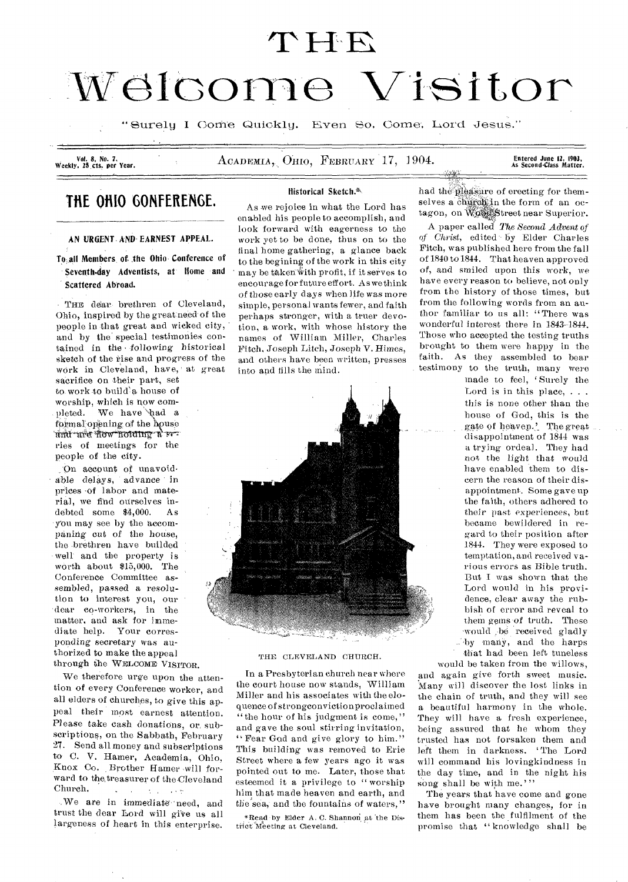# THE Welcome Visitor

"Surely I Come Quickly. Even So, Come, Lord Jesus."

Vol. 8, No. 7. Weekly, 25 cts. per Year. | ACADEMIA, OHIO, FEBRUARY 17, 1904. | Entered June 12, 1903, As Second-Class Matter.

## THE OHIO CONFERENCE.

### AN URGENT AND EARNEST APPEAL.

**To all Members of the Ohio Conference of Seventh-day Adventists, at Home and Scattered Abroad.**

THE dear brethren of Cleveland, Ohio, inspired by the great need of the people in that great and wicked city, and by the special testimonies contained in the following historical sketch of the rise and progress of the work in Cleveland, have, at great sacrifice on their part, set to work to build a house of worship, which is now completed. We have had a formal opening of the house and are now holding a series of meetings for the people of the city.

On account of unavoidable delays, advance in prices of labor and material, we find ourselves indebted some $4,000. As you may see by the accompaning cut of the house, the brethren have builded well and the property is worth about $15,000. The Conference Committee assembled, passed a resolution to interest you, our dear co-workers, in the matter, and ask for immediate help. Your corresponding secretary was authorized to make the appeal through the WELCOME VISITOR.

We therefore urge upon the attention of every Conference worker, and all elders of churches, to give this appeal their most earnest attention. Please take cash donations, or subscriptions, on the Sabbath, February 27. Send all money and subscriptions to C. V. Hamer, Academia, Ohio, Knox Co. Brother Hamer will forward to the treasurer of the Cleveland Church.

We are in immediate need, and trust the dear Lord will give us all largeness of heart in this enterprise.

### Historical Sketch.*

As we rejoice in what the Lord has enabled his people to accomplish, and look forward with eagerness to the work yet to be done, thus on to the final home gathering, a glance back to the begining of the work in this city may be taken with profit, if it serves to encourage for future effort. As we think of those early days when life was more simple, personal wants fewer, and faith perhaps stronger, with a truer devotion, a work, with whose history the names of William Miller, Charles Fitch, Joseph Litch, Joseph V. Himes, and others have been written, presses into and fills the mind.

THE CLEVELAND CHURCH.

In a Presbyterian church near where the court house now stands, William Miller and his associates with the eloquence of strong conviction proclaimed "the hour of his judgment is come," and gave the soul stirring invitation, "Fear God and give glory to him." This building was removed to Erie Street where a few years ago it was pointed out to me. Later, those that esteemed it a privilege to "worship him that made heaven and earth, and the sea, and the fountains of waters," had the pleasure of erecting for themselves a church in the form of an octagon, on Wood Street near Superior.

A paper called *The Second Advent of of Christ*, edited by Elder Charles Fitch, was published here from the fall of 1840 to 1844. That heaven approved of, and smiled upon this work, we have every reason to believe, not only from the history of those times, but from the following words from an author familiar to us all: "There was wonderful interest there in 1843–1844. Those who accepted the testing truths brought to them were happy in the faith. As they assembled to bear testimony to the truth, many were made to feel, 'Surely the Lord is in this place, . . . this is none other than the house of God, this is the gate of heaven.' The great disappointment of 1844 was a trying ordeal. They had not the light that would have enabled them to discern the reason of their disappointment. Some gave up the faith, others adhered to their past experiences, but became bewildered in regard to their position after 1844. They were exposed to temptation, and received various errors as Bible truth. But I was shown that the Lord would in his providence, clear away the rubbish of error and reveal to them gems of truth. These would be received gladly by many, and the harps that had been left tuneless would be taken from the willows, and again give forth sweet music. Many will discover the lost links in the chain of truth, and they will see a beautiful harmony in the whole. They will have a fresh experience, being assured that he whom they trusted has not forsaken them and left them in darkness. 'The Lord will command his lovingkindness in the day time, and in the night his song shall be with me.'"

The years that have come and gone have brought many changes, for in them has been the fulfilment of the promise that "knowledge shall be

*Read by Elder A. C. Shannon at the District Meeting at Cleveland.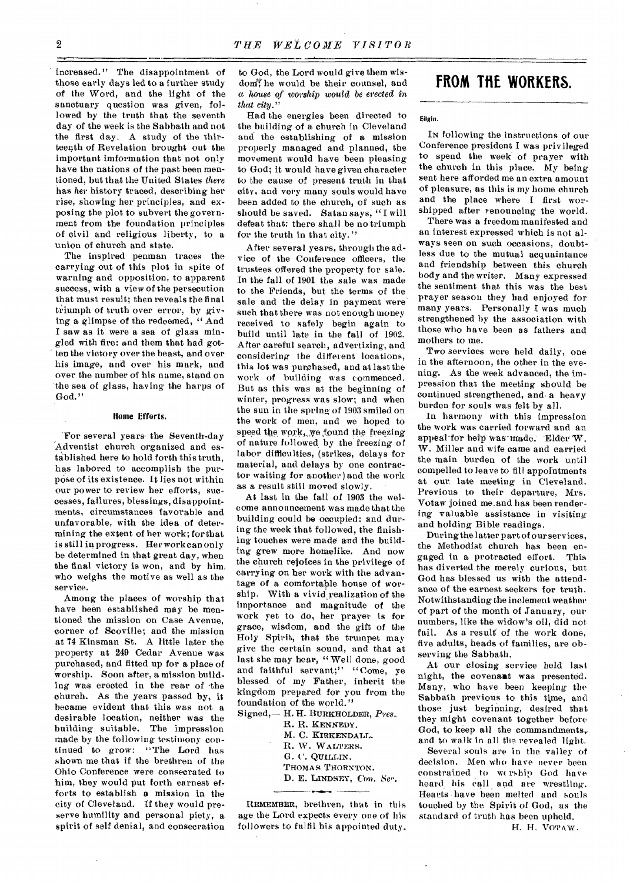increased." The disappointment of those early days led to a further study of the Word, and the light of the sanctuary question was given, followed by the truth that the seventh day of the week is the Sabbath and not the first day. A study of the thirteenth of Revelation brought out the important information that not only have the nations of the past been mentioned, but that the United States *there* has *her* history traced, describing her rise, showing her principles, and exposing the plot to subvert the government from the foundation principles of civil and religious liberty, to a union of church and state.

The inspired penman traces the carrying out of this plot in spite of warning and opposition, to apparent success, with a view of the persecution that must result; then reveals the final triumph of truth over error, by giving a glimpse of the redeemed, "And I saw as it were a sea of glass mingled with fire: and them that had gotten the victory over the beast, and over his image, and over his mark, and over the number of his name, stand on the sea of glass, having the harps of God."

### Home Efforts.

For several years the Seventh-day Adventist church organized and established here to hold forth this truth, has labored to accomplish the purpose of its existence. It lies not within our power to review her efforts, successes, failures, blessings, disappointments, circumstances favorable and unfavorable, with the idea of determining the extent of her work; for that is still in progress. Her work can only be determined in that great day, when the final victory is won, and by him who weighs the motive as well as the service.

Among the places of worship that have been established may be mentioned the mission on Case Avenue, corner of Scoville; and the mission at 74 Kinsman St. A little later the property at 249 Cedar Avenue was purchased, and fitted up for a place of worship. Soon after, a mission building was erected in the rear of the church. As the years passed by, it became evident that this was not a desirable location, neither was the building suitable. The impression made by the following testimony continued to grow: "The Lord has shown me that if the brethren of the Ohio Conference were consecrated to him, they would put forth earnest efforts to establish a mission in the city of Cleveland. If they would preserve humility and personal piety, a spirit of self denial, and consecration to God, the Lord would give them wisdom, he would be their counsel, and *a house of worship would be erected in that city.*"

Had the energies been directed to the building of a church in Cleveland and the establishing of a mission properly managed and planned, the movement would have been pleasing to God; it would have given character to the cause of present truth in that city, and very many souls would have been added to the church, of such as should be saved. Satan says, "I will defeat that: there shall be no triumph for the truth in that city."

After several years, through the advice of the Conference officers, the trustees offered the property for sale. In the fall of 1901 the sale was made to the Friends, but the terms of the sale and the delay in payment were such that there was not enough money received to safely begin again to build until late in the fall of 1902. After careful search, advertizing, and considering the different locations, this lot was purchased, and at last the work of building was commenced. But as this was at the beginning of winter, progress was slow; and when the sun in the spring of 1903 smiled on the work of men, and we hoped to speed the work, we found the freezing of nature followed by the freezing of labor difficulties, (strikes, delays for material, and delays by one contractor waiting for another) and the work as a result still moved slowly.

At last in the fall of 1903 the welcome announcement was made that the building could be occupied; and during the week that followed, the finishing touches were made and the building grew more homelike. And now the church rejoices in the privilege of carrying on her work with the advantage of a comfortable house of worship. With a vivid realization of the importance and magnitude of the work yet to do, her prayer is for grace, wisdom, and the gift of the Holy Spirit, that the trumpet may give the certain sound, and that at last she may hear, "Well done, good and faithful servant;" "Come, ye blessed of my Father, inherit the kingdom prepared for you from the foundation of the world."

Signed,— H. H. BURKHOLDER, *Pres.*
R. R. KENNEDY.
M. C. KIRKENDALL.
R. W. WALTERS.
G. C. QUILLIN.
THOMAS THORNTON.
D. E. LINDSEY, *Con. Sec.*

REMEMBER, brethren, that in this age the Lord expects every one of his followers to fulfil his appointed duty.

# FROM THE WORKERS.

**Elgin.**

IN following the instructions of our Conference president I was privileged to spend the week of prayer with the church in this place. My being sent here afforded me an extra amount of pleasure, as this is my home church and the place where I first worshipped after renouncing the world.

There was a freedom manifested and an interest expressed which is not always seen on such occasions, doubtless due to the mutual acquaintance and friendship between this church body and the writer. Many expressed the sentiment that this was the best prayer season they had enjoyed for many years. Personally I was much strengthened by the association with those who have been as fathers and mothers to me.

Two services were held daily, one in the afternoon, the other in the evening. As the week advanced, the impression that the meeting should be continued strengthened, and a heavy burden for souls was felt by all.

In harmony with this impression the work was carried forward and an appeal for help was made. Elder W. W. Miller and wife came and carried the main burden of the work until compelled to leave to fill appointments at our late meeting in Cleveland. Previous to their departure, Mrs. Votaw joined me and has been rendering valuable assistance in visiting and holding Bible readings.

During the latter part of our services, the Methodist church has been engaged in a protracted effort. This has diverted the merely curious, but God has blessed us with the attendance of the earnest seekers for truth. Notwithstanding the inclement weather of part of the month of January, our numbers, like the widow's oil, did not fail. As a result of the work done, five adults, heads of families, are observing the Sabbath.

At our closing service held last night, the covenant was presented. Many, who have been keeping the Sabbath previous to this time, and those just beginning, desired that they might covenant together before God, to keep all the commandments, and to walk in all the revealed light.

Several souls are in the valley of decision. Men who have never been constrained to worship God have heard his call and are wrestling. Hearts have been melted and souls touched by the Spirit of God, as the standard of truth has been upheld.

H. H. VOTAW.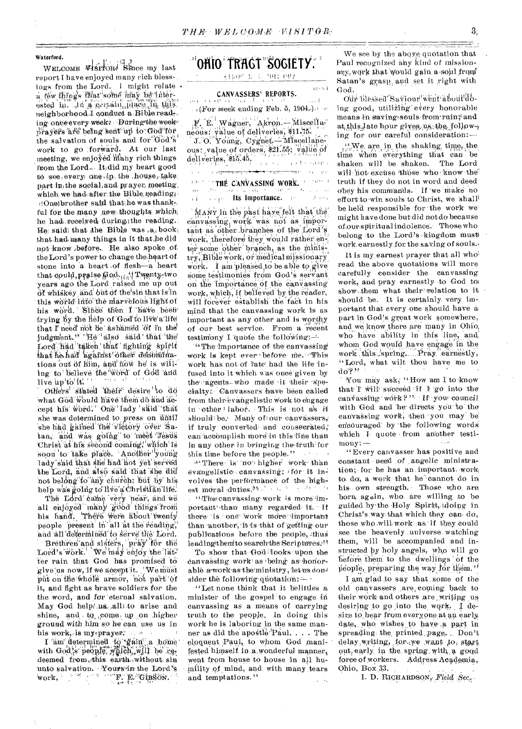**Waterford.**

WELCOME VISITOR: Since my last report I have enjoyed many rich blessings from the Lord. I might relate a few things that some may be interested in. In a certain place in this neighborhood I conduct a Bible reading once every week. During the week prayers are being sent up to God for the salvation of souls and for God's work to go forward. At our last meeting, we enjoyed many rich things from the Lord. It did my heart good to see every one in the house take part in the social and prayer meeting, which we had after the Bible reading.

One brother said that he was thankful for the many new thoughts which he had received during the reading. He said that the Bible was a book that had many things in it that he did not know before. He also spoke of the Lord's power to change the heart of stone into a heart of flesh—a heart that could praise God. "Twenty-two years ago the Lord raised me up out of whiskey and out of the sin that is in this world into the marvelous light of his word. Since then I have been trying by the help of God to live a life that I need not be ashamed of in the judgment." He also said that the Lord had taken that fighting spirit that he had against other denominations out of him, and now he is willing to believe the Word of God and live up to it.

Others stated their desire to do what God would have them do and accept his word. One lady said that she was determined to press on until she had gained the victory over Satan, and was going to meet Jesus Christ at his second coming, which is soon to take place. Another young lady said that she had not yet served the Lord, and also said that she did not belong to any church; but by his help was going to live a Christian life.

The Lord came very near, and we all enjoyed many good things from his hand. There were about twenty people present in all at the reading, and all determined to serve the Lord.

Brethren and sisters, pray for the Lord's work. We may enjoy the latter rain that God has promised to give us now, if we accept it. We must put on the whole armor, not part of it, and fight as brave soldiers for the word, and for eternal salvation. May God help us all to arise and shine, and to come up on higher ground with him so he can use us in his work, is my prayer.

I am determined to gain a home with God's people which will be redeemed from this earth without sin unto salvation. Yours in the Lord's work,

F. E. GIBSON.

# OHIO TRACT SOCIETY.

## CANVASSERS' REPORTS.

(For week ending Feb. 5, 1904.)

F. E. Wagner, Akron.—Miscellaneous: value of deliveries, $11.75.

J. O. Young, Cygnet.—Miscellaneous: value of orders, $21.55; value of deliveries, $15.45.

---

## THE CANVASSING WORK.

### Its Importance.

MANY in the past have felt that the canvassing work was not as important as other branches of the Lord's work, therefore they would rather enter some other branch, as the ministry, Bible work, or medical missionary work. I am pleased to be able to give some testimonies from God's servant on the importance of the canvassing work, which, if believed by the reader, will forever establish the fact in his mind that the canvassing work is as important as any other and is worthy of our best service. From a recent testimony I quote the following:—

"The importance of the canvassing work is kept ever before me. This work has not of late had the life infused into it which was once given by the agents who made it their specialty. Canvassers have been called from their evangelistic work to engage in other labor. This is not as it should be. Many of our canvassers, if truly converted and consecrated, can accomplish more in this line than in any other in bringing the truth for this time before the people."

"There is no higher work than evangelistic canvassing; for it involves the performance of the highest moral duties."

"The canvassing work is more important than many regard it. If there is one work more important than another, it is that of getting our publications before the people, thus leading them to search the Scriptures."

To show that God looks upon the canvassing work as being as honorable a work as the ministry, let us consider the following quotation:—

"Let none think that it belittles a minister of the gospel to engage in canvassing as a means of carrying truth to the people. In doing this work he is laboring in the same manner as did the apostle Paul. . . . The eloquent Paul, to whom God manifested himself in a wonderful manner, went from house to house in all humility of mind, and with many tears and temptations."

We see by the above quotation that Paul recognized any kind of missionary work that would gain a soul from Satan's grasp, and set it right with God.

Our blessed Saviour went about doing good, utilizing every honorable means in saving souls from ruin; and at this late hour gives us the following for our careful consideration:—

"We are in the shaking time, the time when everything that can be shaken will be shaken. The Lord will not excuse those who know the truth if they do not in word and deed obey his commands. If we make no effort to win souls to Christ, we shall be held responsible for the work we might have done but did not do because of our spiritual indolence. Those who belong to the Lord's kingdom must work earnestly for the saving of souls."

It is my earnest prayer that all who read the above quotations will more carefully consider the canvassing work, and pray earnestly to God to show them what their relation to it should be. It is certainly very important that every one should have a part in God's great work somewhere, and we know there are many in Ohio, who have ability in this line, and whom God would have engage in the work this spring. Pray earnestly, "Lord, what wilt thou have me to do?"

You may ask, "How am I to know that I will succeed if I go into the canvassing work?" If you council with God and he directs you to the canvassing work, then you may be encouraged by the following words which I quote from another testimony:—

"Every canvasser has positive and constant need of angelic ministration; for he has an important work to do, a work that he cannot do in his own strength. Those who are born again, who are willing to be guided by the Holy Spirit, doing in Christ's way that which they can do, those who will work as if they could see the heavenly universe watching them, will be accompanied and instructed by holy angels, who will go before them to the dwellings of the people, preparing the way for them."

I am glad to say that some of the old canvassers are coming back to their work and others are writing us desiring to go into the work. I desire to hear from everyone at an early date, who wishes to have a part in spreading the printed page. Don't delay writing, for we want to start out early in the spring with a good force of workers. Address Academia, Ohio, Box 33.

I. D. RICHARDSON, *Field Sec.*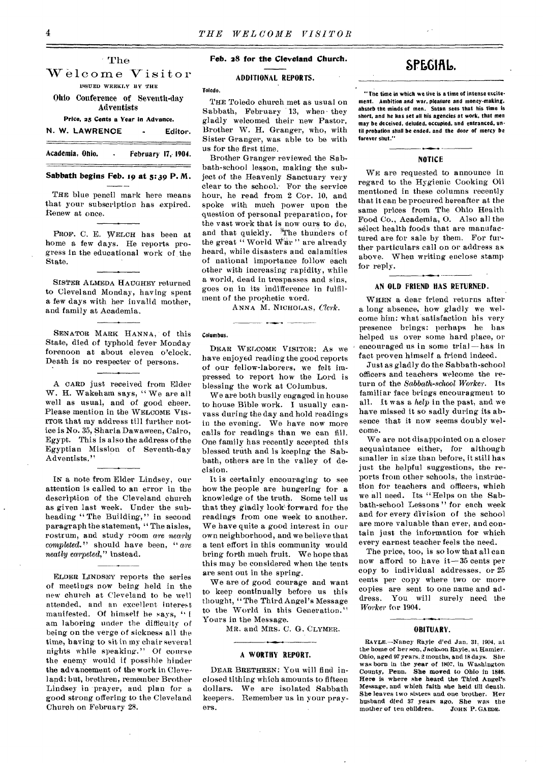# The Welcome Visitor

ISSUED WEEKLY BY THE

Ohio Conference of Seventh-day Adventists

Price, 25 Cents a Year in Advance.

N. W. LAWRENCE - Editor.

Academia, Ohio. - February 17, 1904.

**Sabbath begins Feb. 19 at 5:39 P. M.**

THE blue pencil mark here means that your subscription has expired. Renew at once.

PROF. C. E. WELCH has been at home a few days. He reports progress in the educational work of the State.

SISTER ALMEDA HAUGHEY returned to Cleveland Monday, having spent a few days with her invalid mother, and family at Academia.

SENATOR MARK HANNA, of this State, died of typhoid fever Monday forenoon at about eleven o'clock. Death is no respecter of persons.

A CARD just received from Elder W. H. Wakeham says, "We are all well as usual, and of good cheer. Please mention in the WELCOME VISITOR that my address till further notice is No. 35, Sharia Dawaween, Cairo, Egypt. This is also the address of the Egyptian Mission of Seventh-day Adventists."

IN a note from Elder Lindsey, our attention is called to an error in the description of the Cleveland church as given last week. Under the subheading "The Building," in second paragraph the statement, "The aisles, rostrum, and study room *are nearly completed.*" should have been, "*are neatly carpeted,*" instead.

ELDER LINDSEY reports the series of meetings now being held in the new church at Cleveland to be well attended, and an excellent interest manifested. Of himself he says, "I am laboring under the difficulty of being on the verge of sickness all the time, having to sit in my chair several nights while speaking." Of course the enemy would if possible hinder the advancement of the work in Cleveland: but, brethren, remember Brother Lindsey in prayer, and plan for a good strong offering to the Cleveland Church on February 28.

## Feb. 28 for the Cleveland Church.

### ADDITIONAL REPORTS.

**Toledo.**

THE Toledo church met as usual on Sabbath, February 13, when gladly welcomed their new Pastor, Brother W. H. Granger, who, with Sister Granger, was able to be with us for the first time.

Brother Granger reviewed the Sabbath-school lesson, making the subject of the Heavenly Sanctuary very clear to the school. For the service hour, he read from 2 Cor. 10, and spoke with much power upon the question of personal preparation, for the vast work that is now ours to do, and that quickly. The thunders of the great "World War" are already heard, while disasters and calamities of national importance follow each other with increasing rapidity, while a world, dead in trespasses and sins, goes on in its indifference in fulfilment of the prophetic word.

ANNA M. NICHOLAS, *Clerk.*

**Columbus.**

DEAR WELCOME VISITOR: As we have enjoyed reading the good reports of our fellow-laborers, we felt impressed to report how the Lord is blessing the work at Columbus.

We are both busily engaged in house to house Bible work. I usually canvass during the day and hold readings in the evening. We have now more calls for readings than we can fill. One family has recently accepted this blessed truth and is keeping the Sabbath, others are in the valley of decision.

It is certainly encouraging to see how the people are hungering for a knowledge of the truth. Some tell us that they gladly look forward for the readings from one week to another. We have quite a good interest in our own neighborhood, and we believe that a tent effort in this community would bring forth much fruit. We hope that this may be considered when the tents are sent out in the spring.

We are of good courage and want to keep continually before us this thought, "The Third Angel's Message to the World in this Generation." Yours in the Message.

MR. and MRS. C. G. CLYMER.

### A WORTHY REPORT.

DEAR BRETHREN: You will find inclosed tithing which amounts to fifteen dollars. We are isolated Sabbath keepers. Remember us in your prayers.

# SPECIAL.

**"The time in which we live is a time of intense excitement. Ambition and war, pleasure and money-making, absorb the minds of men. Satan sees that his time is short, and he has set all his agencies at work, that men may be deceived, deluded, occupied, and entranced, until probation shall be ended, and the door of mercy be forever shut."**

### NOTICE

WE are requested to announce in regard to the Hygienic Cooking Oil mentioned in these columns recently that it can be procured hereafter at the same prices from The Ohio Health Food Co., Academia, O. Also all the select health foods that are manufactured are for sale by them. For further particulars call on or address as above. When writing enclose stamp for reply.

### AN OLD FRIEND HAS RETURNED.

WHEN a dear friend returns after a long absence, how gladly we welcome him: what satisfaction his very presence brings: perhaps he has helped us over some hard place, or encouraged us in some trial—has in fact proven himself a friend indeed.

Just as gladly do the Sabbath-school officers and teachers welcome the return of the *Sabbath-school Worker*. Its familiar face brings encouragment to all. It was a *help* in the past, and we have missed it so sadly during its absence that it now seems doubly welcome.

We are not disappointed on a closer acquaintance either, for although smaller in size than before, it still has just the helpful suggestions, the reports from other schools, the instruction for teachers and officers, which we all need. Its "Helps on the Sabbath-school Lessons" for each week and for every division of the school are more valuable than ever, and contain just the information for which every earnest teacher feels the need.

The price, too, is so low that all can now afford to have it—35 cents per copy to individual addresses, or 25 cents per copy where two or more copies are sent to one name and address. You will surely need the *Worker* for 1904.

### OBITUARY.

RAYLE.—Nancy Rayle d'ed Jan. 31, 1904, at the home of her son, Jackson Rayle, at Hamler, Ohio, aged 97 years, 2 months, and 18 days. She was born in the year of 1807, in Washington County, Penn. She moved to Ohio in 1846. Here is where she heard the Third Angel's Message, and which faith she held till death. She leaves two sisters and one brother. Her husband died 37 years ago. She was the mother of ten children. JOHN P. GAEDE.